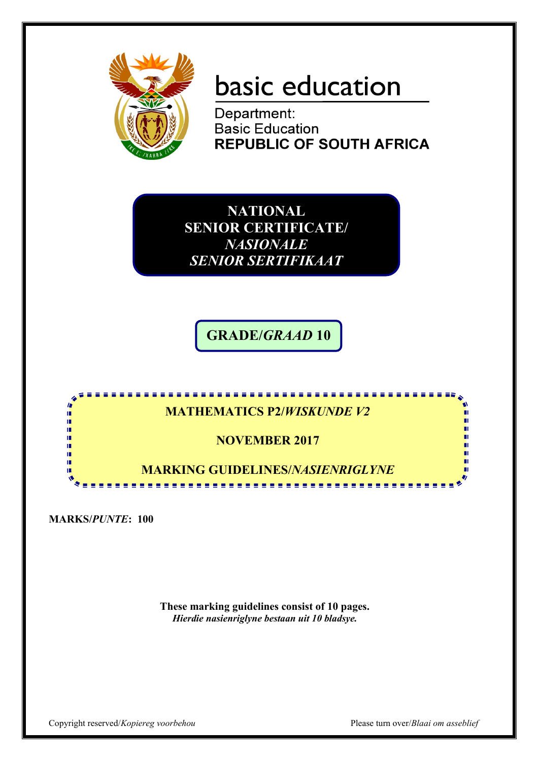basic education

Department:
Basic Education
**REPUBLIC OF SOUTH AFRICA**

**NATIONAL SENIOR CERTIFICATE/**
***NASIONALE SENIOR SERTIFIKAAT***

**GRADE/*GRAAD* 10**

**MATHEMATICS P2/*WISKUNDE V2***

**NOVEMBER 2017**

**MARKING GUIDELINES/*NASIENRIGLYNE***

**MARKS/*PUNTE*: 100**

**These marking guidelines consist of 10 pages.**
***Hierdie nasienriglyne bestaan uit 10 bladsye.***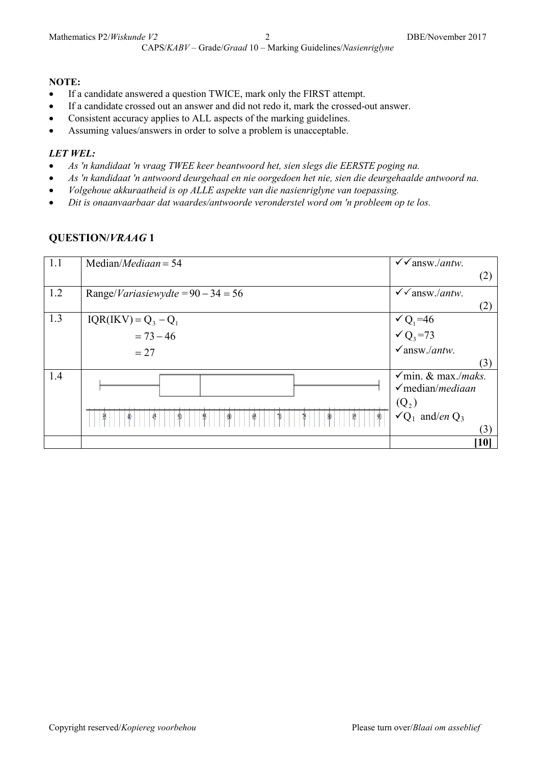**NOTE:**

- If a candidate answered a question TWICE, mark only the FIRST attempt.
- If a candidate crossed out an answer and did not redo it, mark the crossed-out answer.
- Consistent accuracy applies to ALL aspects of the marking guidelines.
- Assuming values/answers in order to solve a problem is unacceptable.

***LET WEL:***

- *As 'n kandidaat 'n vraag TWEE keer beantwoord het, sien slegs die EERSTE poging na.*
- *As 'n kandidaat 'n antwoord deurgehaal en nie oorgedoen het nie, sien die deurgehaalde antwoord na.*
- *Volgehoue akkuraatheid is op ALLE aspekte van die nasienriglyne van toepassing.*
- *Dit is onaanvaarbaar dat waardes/antwoorde veronderstel word om 'n probleem op te los.*

## QUESTION/*VRAAG* 1

| | | |
|---|---|---|
| 1.1 | Median/*Mediaan* = 54 | ✓✓answ./*antw.* (2) |
| 1.2 | Range/*Variasiewydte* = 90 − 34 = 56 | ✓✓answ./*antw.* (2) |
| 1.3 | $\text{IQR(IKV)} = Q_3 - Q_1$ <br> $= 73 - 46$ <br> $= 27$ | ✓ $Q_1 = 46$ <br> ✓ $Q_3 = 73$ <br> ✓answ./*antw.* (3) |
| 1.4 | [Box and whisker diagram on a number line from 35 to 90] | ✓min. & max./*maks.* <br> ✓median/*mediaan* ($Q_2$) <br> ✓$Q_1$ and/*en* $Q_3$ (3) |
| | | **[10]** |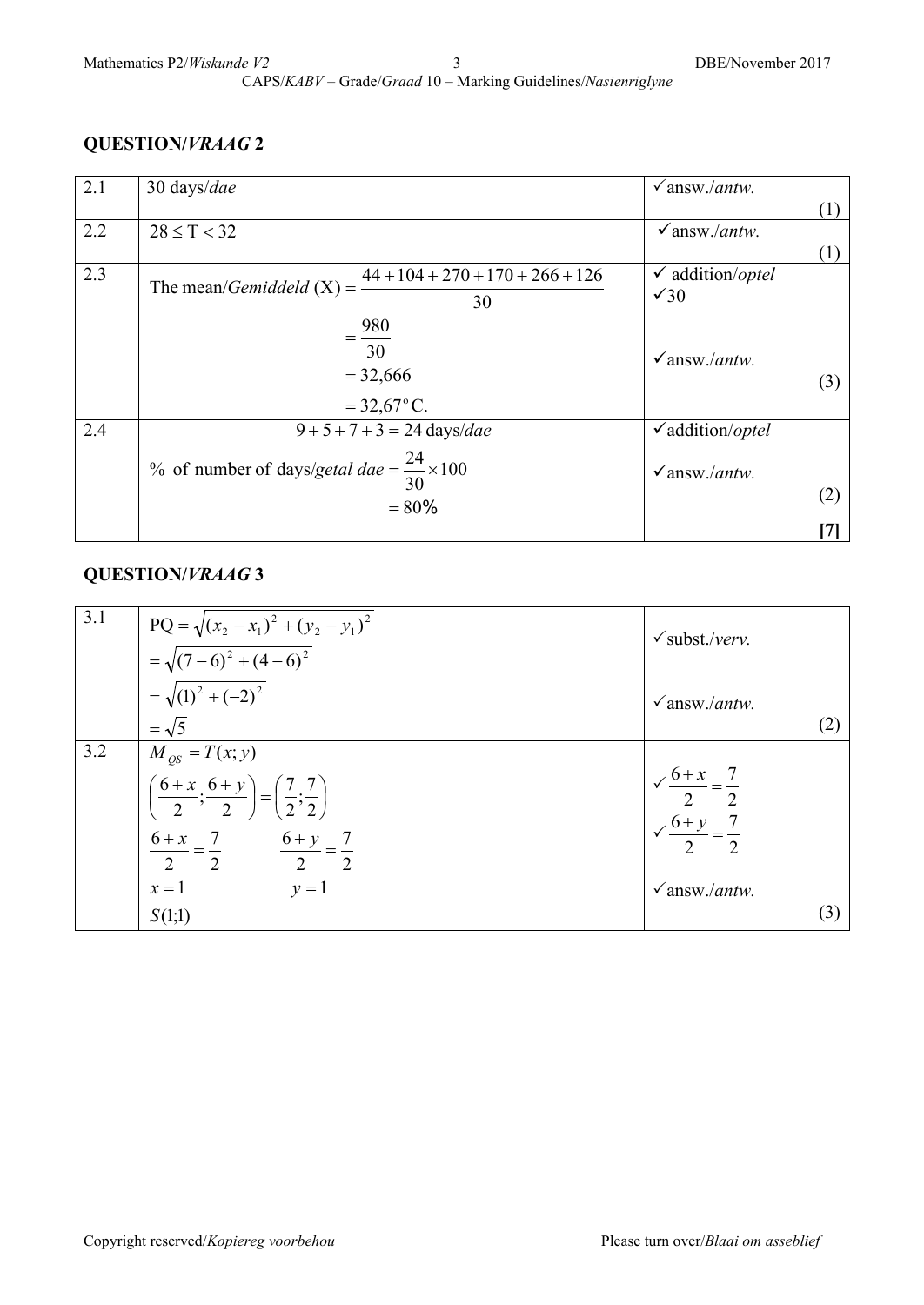## QUESTION/*VRAAG* 2

| | | |
|---|---|---|
| 2.1 | 30 days/*dae* | ✓answ./*antw.* (1) |
| 2.2 | $28 \leq T < 32$ | ✓answ./*antw.* (1) |
| 2.3 | The mean/*Gemiddeld* $(\overline{X}) = \frac{44+104+270+170+266+126}{30}$ <br> $= \frac{980}{30}$ <br> $= 32,666$ <br> $= 32,67^{\circ}C.$ | ✓ addition/*optel* <br> ✓30 <br> ✓answ./*antw.* (3) |
| 2.4 | $9+5+7+3 = 24$ days/*dae* <br> % of number of days/*getal dae* $= \frac{24}{30} \times 100$ <br> $= 80\%$ | ✓addition/*optel* <br> ✓answ./*antw.* (2) |
| | | **[7]** |

## QUESTION/*VRAAG* 3

| | | |
|---|---|---|
| 3.1 | $PQ = \sqrt{(x_2 - x_1)^2 + (y_2 - y_1)^2}$ <br> $= \sqrt{(7-6)^2 + (4-6)^2}$ <br> $= \sqrt{(1)^2 + (-2)^2}$ <br> $= \sqrt{5}$ | ✓subst./*verv.* <br> ✓answ./*antw.* (2) |
| 3.2 | $M_{QS} = T(x; y)$ <br> $\left(\frac{6+x}{2}; \frac{6+y}{2}\right) = \left(\frac{7}{2}; \frac{7}{2}\right)$ <br> $\frac{6+x}{2} = \frac{7}{2} \qquad \frac{6+y}{2} = \frac{7}{2}$ <br> $x = 1 \qquad y = 1$ <br> $S(1;1)$ | ✓ $\frac{6+x}{2} = \frac{7}{2}$ <br> ✓ $\frac{6+y}{2} = \frac{7}{2}$ <br> ✓answ./*antw.* (3) |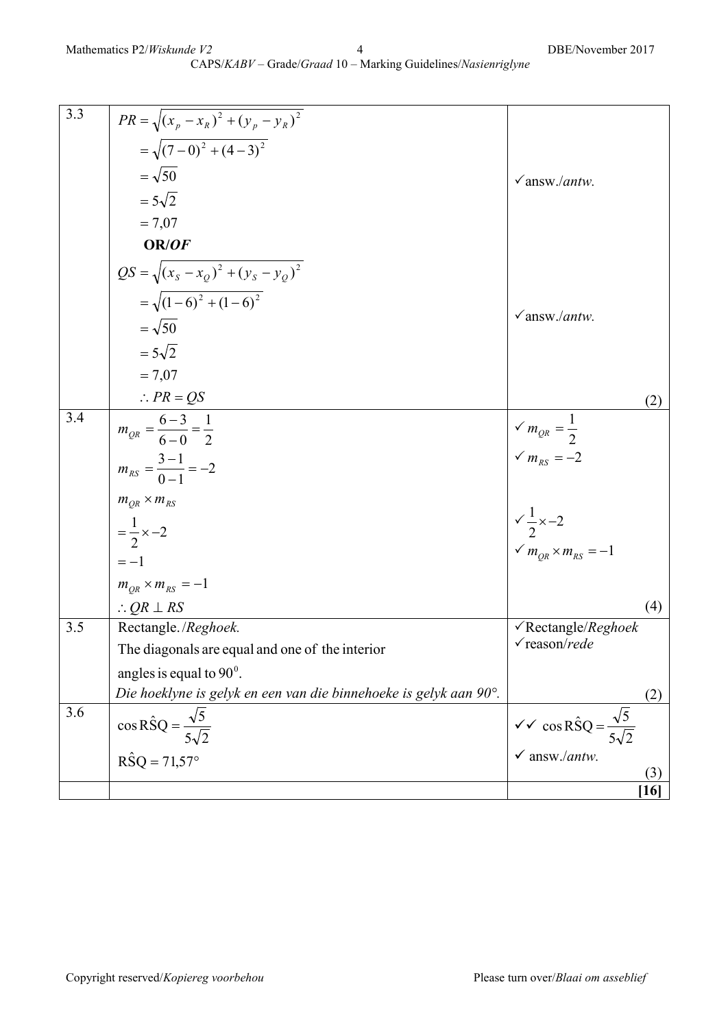| | | |
|---|---|---|
| 3.3 | $PR = \sqrt{(x_p - x_R)^2 + (y_p - y_R)^2}$ <br> $= \sqrt{(7-0)^2 + (4-3)^2}$ <br> $= \sqrt{50}$ <br> $= 5\sqrt{2}$ <br> $= 7{,}07$ <br> **OR/*OF*** <br> $QS = \sqrt{(x_S - x_Q)^2 + (y_S - y_Q)^2}$ <br> $= \sqrt{(1-6)^2 + (1-6)^2}$ <br> $= \sqrt{50}$ <br> $= 5\sqrt{2}$ <br> $= 7{,}07$ <br> $\therefore PR = QS$ | ✓answ./*antw.* <br><br> ✓answ./*antw.* <br><br> (2) |
| 3.4 | $m_{QR} = \frac{6-3}{6-0} = \frac{1}{2}$ <br> $m_{RS} = \frac{3-1}{0-1} = -2$ <br> $m_{QR} \times m_{RS}$ <br> $= \frac{1}{2} \times -2$ <br> $= -1$ <br> $m_{QR} \times m_{RS} = -1$ <br> $\therefore QR \perp RS$ | ✓ $m_{QR} = \frac{1}{2}$ <br> ✓ $m_{RS} = -2$ <br><br> ✓ $\frac{1}{2} \times -2$ <br> ✓ $m_{QR} \times m_{RS} = -1$ <br><br> (4) |
| 3.5 | Rectangle. /*Reghoek.* <br> The diagonals are equal and one of the interior angles is equal to $90^0$. <br> *Die hoeklyne is gelyk en een van die binnehoeke is gelyk aan 90°.* | ✓Rectangle/*Reghoek* <br> ✓reason/*rede* <br><br> (2) |
| 3.6 | $\cos R\hat{S}Q = \frac{\sqrt{5}}{5\sqrt{2}}$ <br> $R\hat{S}Q = 71{,}57°$ | ✓✓ $\cos R\hat{S}Q = \frac{\sqrt{5}}{5\sqrt{2}}$ <br> ✓ answ./*antw.* <br> (3) |
| | | **[16]** |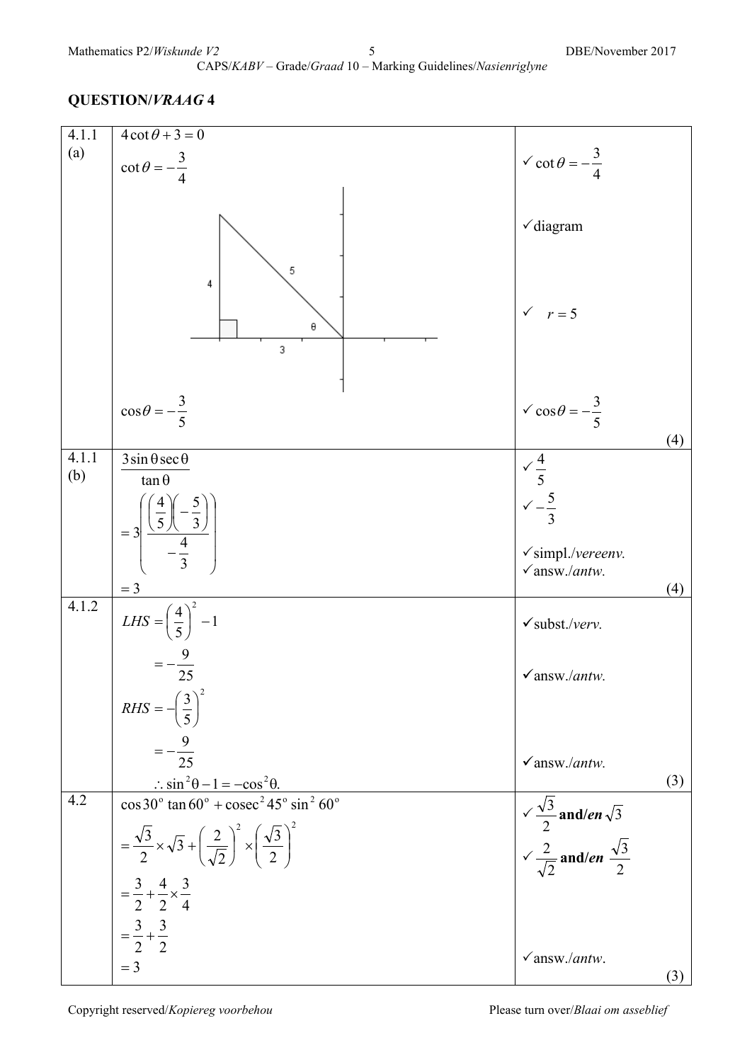## QUESTION/*VRAAG* 4

| | | |
|---|---|---|
| 4.1.1 (a) | $4\cot\theta + 3 = 0$<br>$\cot\theta = -\frac{3}{4}$<br><br>$\cos\theta = -\frac{3}{5}$ | ✓ $\cot\theta = -\frac{3}{4}$<br>✓diagram<br>✓ $r = 5$<br>✓ $\cos\theta = -\frac{3}{5}$<br>(4) |
| 4.1.1 (b) | $\frac{3\sin\theta\sec\theta}{\tan\theta}$<br>$= 3\left(\frac{\left(\frac{4}{5}\right)\left(-\frac{5}{3}\right)}{-\frac{4}{3}}\right)$<br>$= 3$ | ✓ $\frac{4}{5}$<br>✓ $-\frac{5}{3}$<br>✓simpl./*vereenv.*<br>✓answ./*antw.*<br>(4) |
| 4.1.2 | $LHS = \left(\frac{4}{5}\right)^2 - 1$<br>$= -\frac{9}{25}$<br>$RHS = -\left(\frac{3}{5}\right)^2$<br>$= -\frac{9}{25}$<br>$\therefore \sin^2\theta - 1 = -\cos^2\theta.$ | ✓subst./*verv.*<br>✓answ./*antw.*<br>✓answ./*antw.*<br>(3) |
| 4.2 | $\cos 30^\circ \tan 60^\circ + \text{cosec}^2 45^\circ \sin^2 60^\circ$<br>$= \frac{\sqrt{3}}{2} \times \sqrt{3} + \left(\frac{2}{\sqrt{2}}\right)^2 \times \left(\frac{\sqrt{3}}{2}\right)^2$<br>$= \frac{3}{2} + \frac{4}{2} \times \frac{3}{4}$<br>$= \frac{3}{2} + \frac{3}{2}$<br>$= 3$ | ✓ $\frac{\sqrt{3}}{2}$ **and/*en*** $\sqrt{3}$<br>✓ $\frac{2}{\sqrt{2}}$ **and/*en*** $\frac{\sqrt{3}}{2}$<br>✓answ./*antw*.<br>(3) |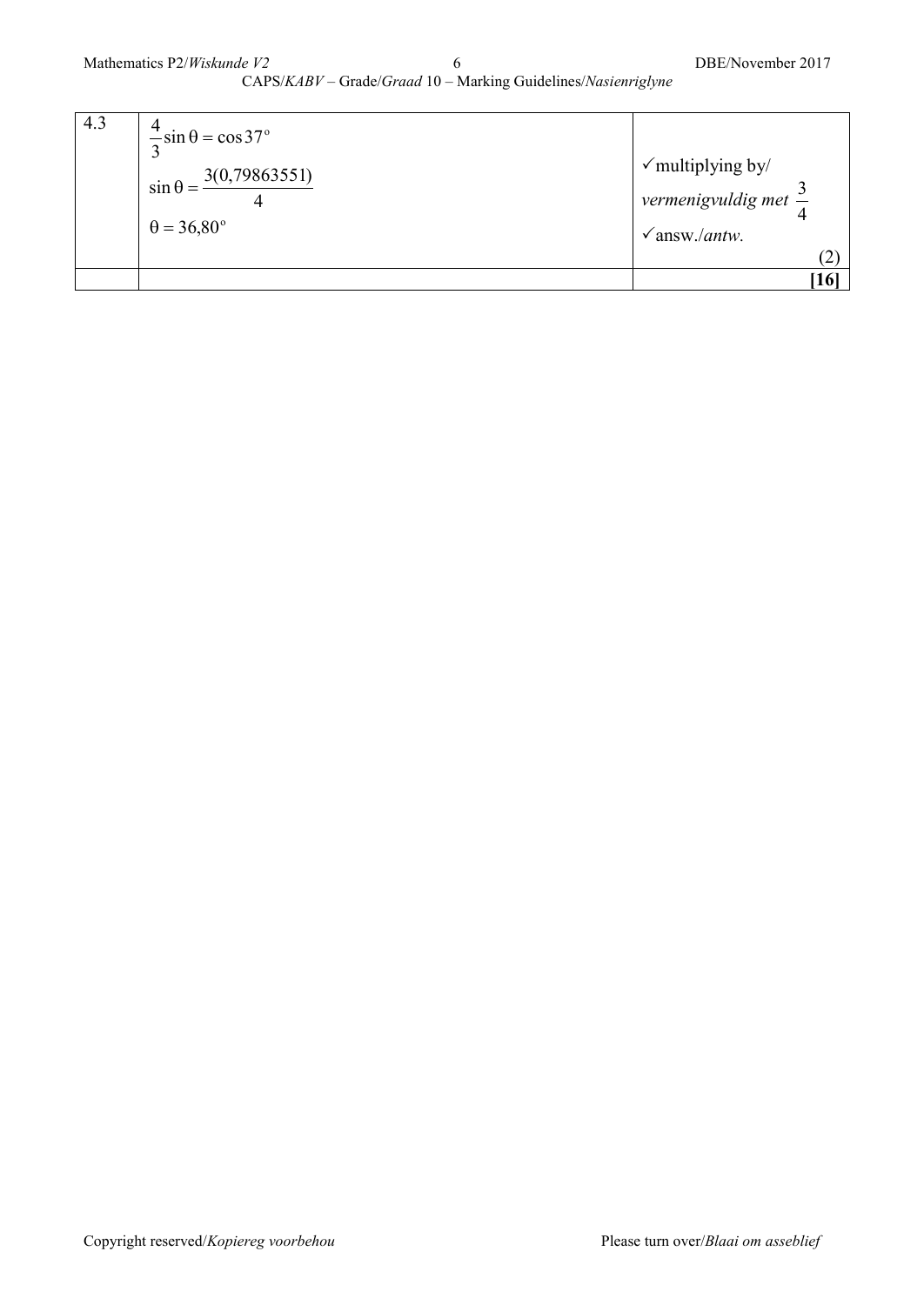| | | |
|---|---|---|
| 4.3 | $\frac{4}{3}\sin\theta = \cos 37°$<br>$\sin\theta = \frac{3(0{,}79863551)}{4}$<br>$\theta = 36{,}80°$ | ✓multiplying by/ *vermenigvuldig met* $\frac{3}{4}$<br>✓answ./*antw.*<br>(2) |
| | | **[16]** |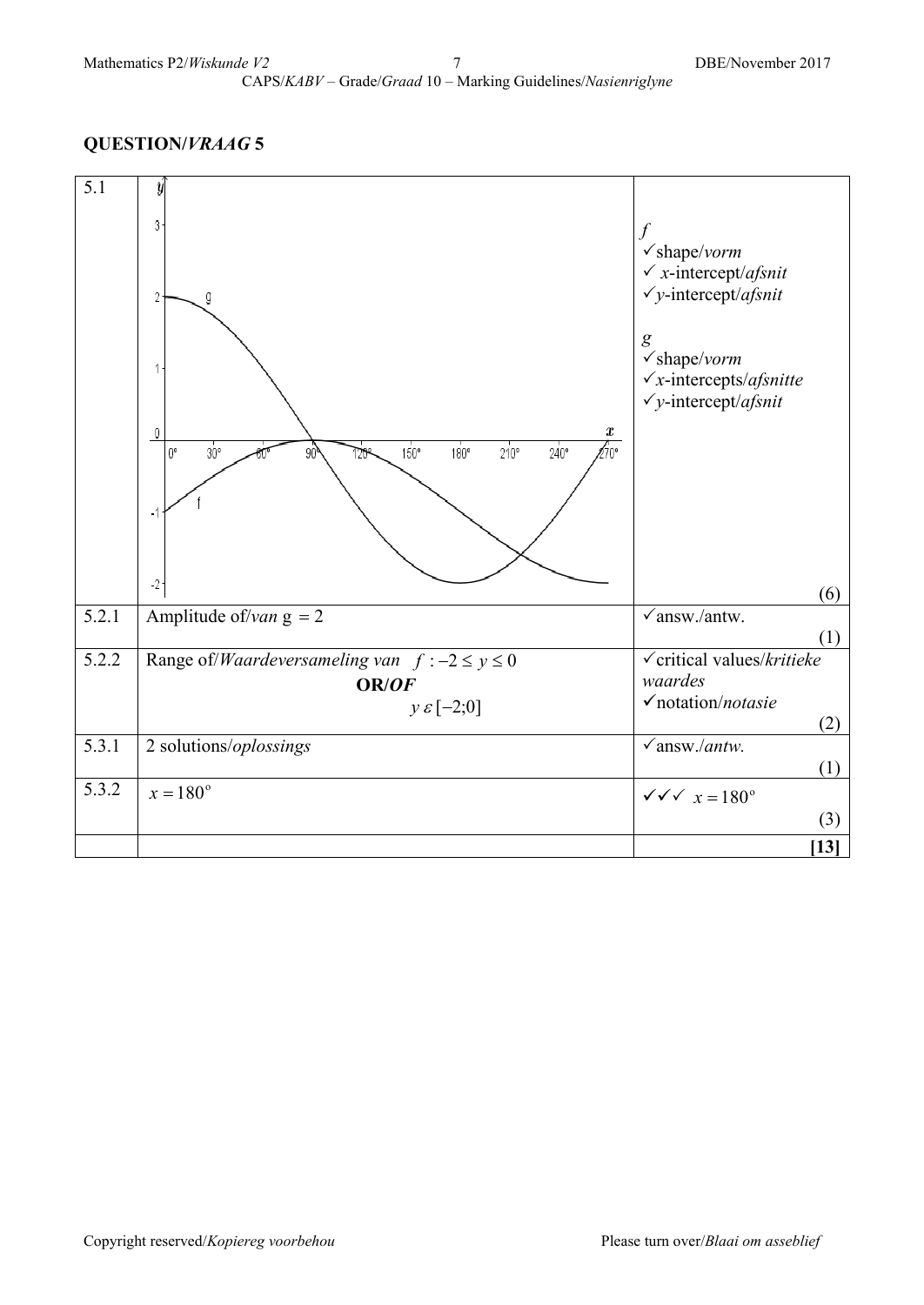## QUESTION/*VRAAG* 5

| | | |
|---|---|---|
| 5.1 | | $f$<br>✓shape/*vorm*<br>✓ $x$-intercept/*afsnit*<br>✓$y$-intercept/*afsnit*<br><br>$g$<br>✓shape/*vorm*<br>✓$x$-intercepts/*afsnitte*<br>✓$y$-intercept/*afsnit*<br>(6) |
| 5.2.1 | Amplitude of/*van* g $= 2$ | ✓answ./antw.<br>(1) |
| 5.2.2 | Range of/*Waardeversameling van* $f: -2 \leq y \leq 0$<br>**OR/*OF***<br>$y \varepsilon [-2;0]$ | ✓critical values/*kritieke waardes*<br>✓notation/*notasie*<br>(2) |
| 5.3.1 | 2 solutions/*oplossings* | ✓answ./*antw.*<br>(1) |
| 5.3.2 | $x = 180°$ | ✓✓✓ $x = 180°$<br>(3) |
| | | **[13]** |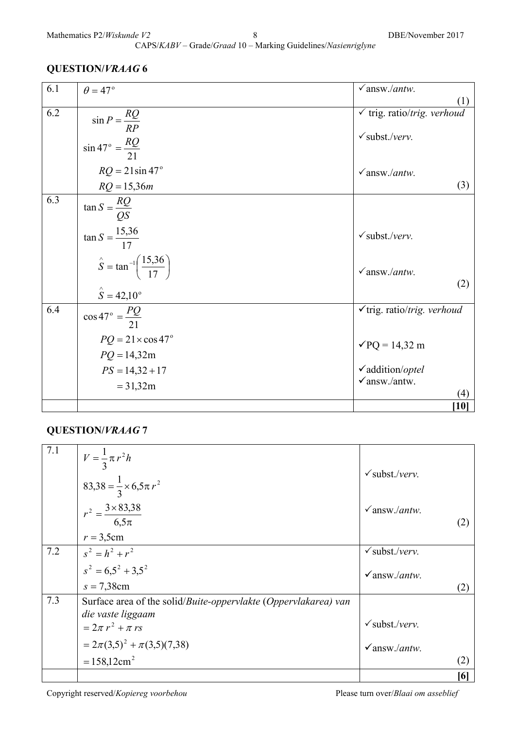## QUESTION/*VRAAG* 6

| | | |
|---|---|---|
| 6.1 | $\theta = 47°$ | ✓answ./*antw.* (1) |
| 6.2 | $\sin P = \frac{RQ}{RP}$ <br> $\sin 47° = \frac{RQ}{21}$ <br> $RQ = 21\sin 47°$ <br> $RQ = 15{,}36m$ | ✓ trig. ratio/*trig. verhoud* <br> ✓subst./*verv.* <br> ✓answ./*antw.* (3) |
| 6.3 | $\tan S = \frac{RQ}{QS}$ <br> $\tan S = \frac{15{,}36}{17}$ <br> $\hat{S} = \tan^{-1}\left(\frac{15{,}36}{17}\right)$ <br> $\hat{S} = 42{,}10°$ | ✓subst./*verv.* <br> ✓answ./*antw.* (2) |
| 6.4 | $\cos 47° = \frac{PQ}{21}$ <br> $PQ = 21 \times \cos 47°$ <br> $PQ = 14{,}32\text{m}$ <br> $PS = 14{,}32 + 17$ <br> $= 31{,}32\text{m}$ | ✓trig. ratio/*trig. verhoud* <br> ✓PQ = 14,32 m <br> ✓addition/*optel* <br> ✓answ./antw. (4) |
| | | **[10]** |

## QUESTION/*VRAAG* 7

| | | |
|---|---|---|
| 7.1 | $V = \frac{1}{3}\pi r^2 h$ <br> $83{,}38 = \frac{1}{3} \times 6{,}5\pi r^2$ <br> $r^2 = \frac{3 \times 83{,}38}{6{,}5\pi}$ <br> $r = 3{,}5\text{cm}$ | ✓subst./*verv.* <br> ✓answ./*antw.* (2) |
| 7.2 | $s^2 = h^2 + r^2$ <br> $s^2 = 6{,}5^2 + 3{,}5^2$ <br> $s = 7{,}38\text{cm}$ | ✓subst./*verv.* <br> ✓answ./*antw.* (2) |
| 7.3 | Surface area of the solid/*Buite-oppervlakte* (*Oppervlakarea) van die vaste liggaam* <br> $= 2\pi r^2 + \pi rs$ <br> $= 2\pi(3{,}5)^2 + \pi(3{,}5)(7{,}38)$ <br> $= 158{,}12\text{cm}^2$ | ✓subst./*verv.* <br> ✓answ./*antw.* (2) |
| | | **[6]** |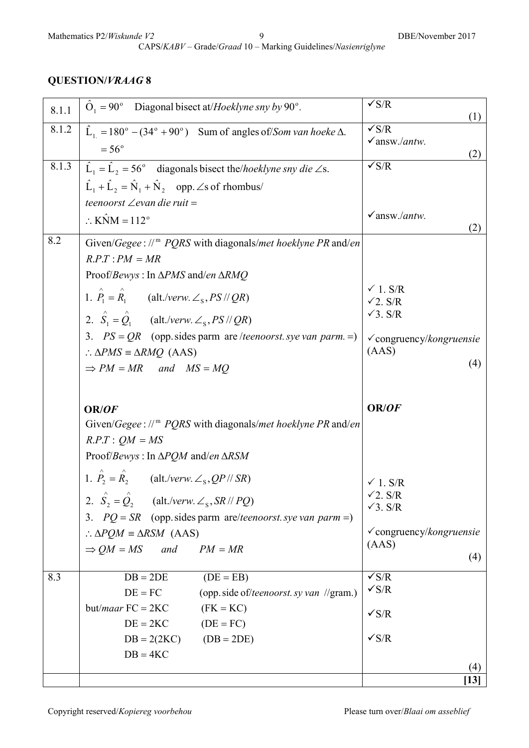## QUESTION/*VRAAG* 8

| | | |
|---|---|---|
| 8.1.1 | $\hat{O}_1 = 90^\circ$ Diagonal bisect at/*Hoeklyne sny by* $90^\circ$. | ✓S/R (1) |
| 8.1.2 | $\hat{L}_1 = 180^\circ - (34^\circ + 90^\circ)$ Sum of angles of/*Som van hoeke* $\Delta$.<br>$= 56^\circ$ | ✓S/R<br>✓answ./*antw.* (2) |
| 8.1.3 | $\hat{L}_1 = \hat{L}_2 = 56^\circ$ diagonals bisect the/*hoeklyne sny die* $\angle$s.<br>$\hat{L}_1 + \hat{L}_2 = \hat{N}_1 + \hat{N}_2$ opp. $\angle$s of rhombus/ *teenoorst* $\angle$*e van die ruit* =<br>$\therefore K\hat{N}M = 112^\circ$ | ✓S/R<br><br>✓answ./*antw.* (2) |
| 8.2 | Given/*Gegee* : $//^m$ $PQRS$ with diagonals/*met hoeklyne* $PR$ and/*en* $R.P.T : PM = MR$<br>Proof/*Bewys* : In $\Delta PMS$ and/*en* $\Delta RMQ$<br>1. $\hat{P}_1 = \hat{R}_1$ (alt./*verw.* $\angle_s$, $PS // QR$)<br>2. $\hat{S}_1 = \hat{Q}_1$ (alt./*verw.* $\angle_s$, $PS // QR$)<br>3. $PS = QR$ (opp. sides parm are /*teenoorst. sye van parm.* =)<br>$\therefore \Delta PMS \equiv \Delta RMQ$ (AAS)<br>$\Rightarrow PM = MR$ *and* $MS = MQ$<br><br>**OR/*OF***<br>Given/*Gegee* : $//^m$ $PQRS$ with diagonals/*met hoeklyne* $PR$ and/*en* $R.P.T : QM = MS$<br>Proof/*Bewys* : In $\Delta PQM$ and/*en* $\Delta RSM$<br>1. $\hat{P}_2 = \hat{R}_2$ (alt./*verw.* $\angle_s$, $QP // SR$)<br>2. $\hat{S}_2 = \hat{Q}_2$ (alt./*verw.* $\angle_s$, $SR // PQ$)<br>3. $PQ = SR$ (opp. sides parm are/*teenoorst. sye van parm* =)<br>$\therefore \Delta PQM \equiv \Delta RSM$ (AAS)<br>$\Rightarrow QM = MS$ *and* $PM = MR$ | ✓ 1. S/R<br>✓2. S/R<br>✓3. S/R<br>✓congruency/*kongruensie* (AAS) (4)<br><br>**OR/*OF***<br><br>✓ 1. S/R<br>✓2. S/R<br>✓3. S/R<br>✓congruency/*kongruensie* (AAS) (4) |
| 8.3 | $DB = 2DE$ $(DE = EB)$<br>$DE = FC$ (opp. side of/*teenoorst. sy van* //gram.)<br>but/*maar* $FC = 2KC$ $(FK = KC)$<br>$DE = 2KC$ $(DE = FC)$<br>$DB = 2(2KC)$ $(DB = 2DE)$<br>$DB = 4KC$ | ✓S/R<br>✓S/R<br>✓S/R<br><br>✓S/R (4) |
| | | **[13]** |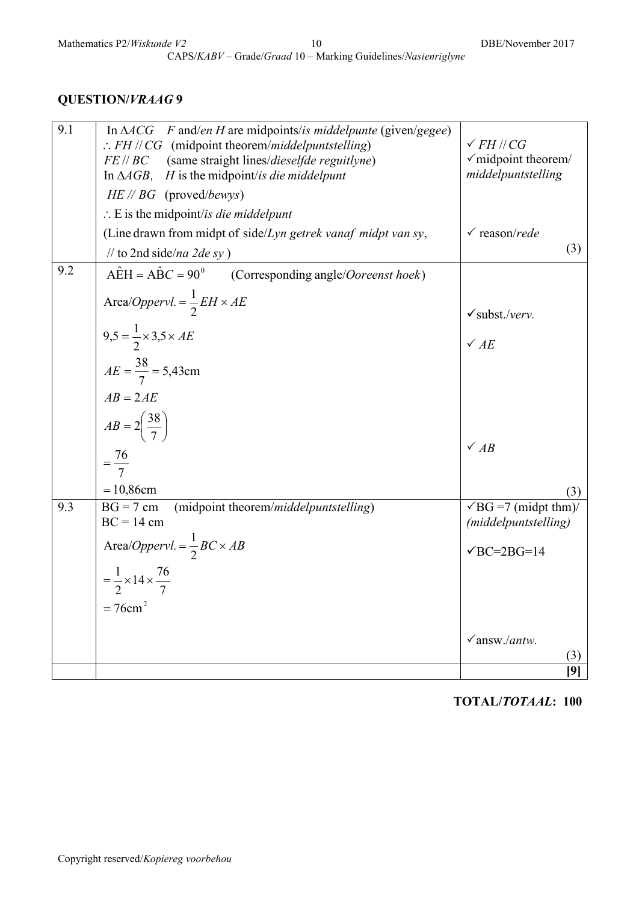## QUESTION/*VRAAG* 9

| | | |
|---|---|---|
| 9.1 | In $\Delta ACG$ $F$ and/*en* $H$ are midpoints/*is middelpunte* (given/*gegee*)<br>$\therefore FH \parallel CG$ (midpoint theorem/*middelpuntstelling*)<br>$FE \parallel BC$ (same straight lines/*dieselfde reguitlyne*)<br>In $\Delta AGB$, $H$ is the midpoint/*is die middelpunt*<br>$HE \parallel BG$ (proved/*bewys*)<br>$\therefore$ E is the midpoint/*is die middelpunt*<br>(Line drawn from midpt of side/*Lyn getrek vanaf midpt van sy*, // to 2nd side/*na 2de sy*) | ✓ $FH \parallel CG$<br>✓midpoint theorem/ *middelpuntstelling*<br><br>✓ reason/*rede*<br>(3) |
| 9.2 | $\hat{AEH} = \hat{ABC} = 90^0$ (Corresponding angle/*Ooreenst hoek*)<br>Area/*Oppervl.* $= \frac{1}{2} EH \times AE$<br>$9{,}5 = \frac{1}{2} \times 3{,}5 \times AE$<br>$AE = \frac{38}{7} = 5{,}43\text{cm}$<br>$AB = 2AE$<br>$AB = 2\left(\frac{38}{7}\right)$<br>$= \frac{76}{7}$<br>$= 10{,}86\text{cm}$ | ✓subst./*verv.*<br>✓ $AE$<br><br>✓ $AB$<br>(3) |
| 9.3 | BG = 7 cm (midpoint theorem/*middelpuntstelling*)<br>BC = 14 cm<br>Area/*Oppervl.* $= \frac{1}{2} BC \times AB$<br>$= \frac{1}{2} \times 14 \times \frac{76}{7}$<br>$= 76\text{cm}^2$ | ✓BG =7 (midpt thm)/ *(middelpuntstelling)*<br>✓BC=2BG=14<br><br>✓answ./*antw.*<br>(3) |
| | | **[9]** |

**TOTAL/*TOTAAL*: 100**